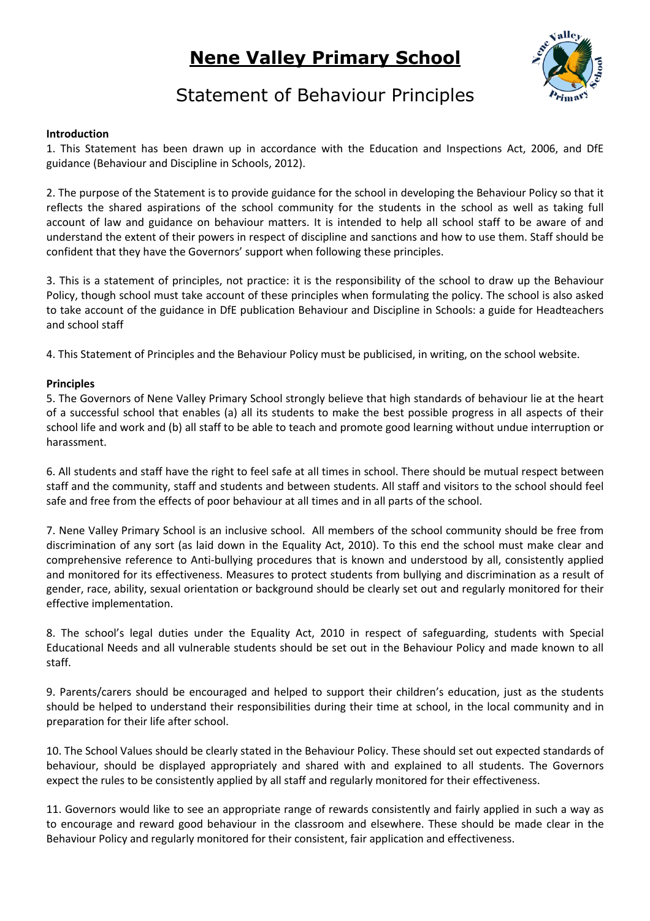# Nene Valley Primary School

## Statement of Behaviour Principles

**Introduction**

1. This Statement has been drawn up in accordance with the Education and Inspections Act, 2006, and DfE guidance (Behaviour and Discipline in Schools, 2012).

2. The purpose of the Statement is to provide guidance for the school in developing the Behaviour Policy so that it reflects the shared aspirations of the school community for the students in the school as well as taking full account of law and guidance on behaviour matters. It is intended to help all school staff to be aware of and understand the extent of their powers in respect of discipline and sanctions and how to use them. Staff should be confident that they have the Governors' support when following these principles.

3. This is a statement of principles, not practice: it is the responsibility of the school to draw up the Behaviour Policy, though school must take account of these principles when formulating the policy. The school is also asked to take account of the guidance in DfE publication Behaviour and Discipline in Schools: a guide for Headteachers and school staff

4. This Statement of Principles and the Behaviour Policy must be publicised, in writing, on the school website.

**Principles**

5. The Governors of Nene Valley Primary School strongly believe that high standards of behaviour lie at the heart of a successful school that enables (a) all its students to make the best possible progress in all aspects of their school life and work and (b) all staff to be able to teach and promote good learning without undue interruption or harassment.

6. All students and staff have the right to feel safe at all times in school. There should be mutual respect between staff and the community, staff and students and between students. All staff and visitors to the school should feel safe and free from the effects of poor behaviour at all times and in all parts of the school.

7. Nene Valley Primary School is an inclusive school. All members of the school community should be free from discrimination of any sort (as laid down in the Equality Act, 2010). To this end the school must make clear and comprehensive reference to Anti-bullying procedures that is known and understood by all, consistently applied and monitored for its effectiveness. Measures to protect students from bullying and discrimination as a result of gender, race, ability, sexual orientation or background should be clearly set out and regularly monitored for their effective implementation.

8. The school's legal duties under the Equality Act, 2010 in respect of safeguarding, students with Special Educational Needs and all vulnerable students should be set out in the Behaviour Policy and made known to all staff.

9. Parents/carers should be encouraged and helped to support their children's education, just as the students should be helped to understand their responsibilities during their time at school, in the local community and in preparation for their life after school.

10. The School Values should be clearly stated in the Behaviour Policy. These should set out expected standards of behaviour, should be displayed appropriately and shared with and explained to all students. The Governors expect the rules to be consistently applied by all staff and regularly monitored for their effectiveness.

11. Governors would like to see an appropriate range of rewards consistently and fairly applied in such a way as to encourage and reward good behaviour in the classroom and elsewhere. These should be made clear in the Behaviour Policy and regularly monitored for their consistent, fair application and effectiveness.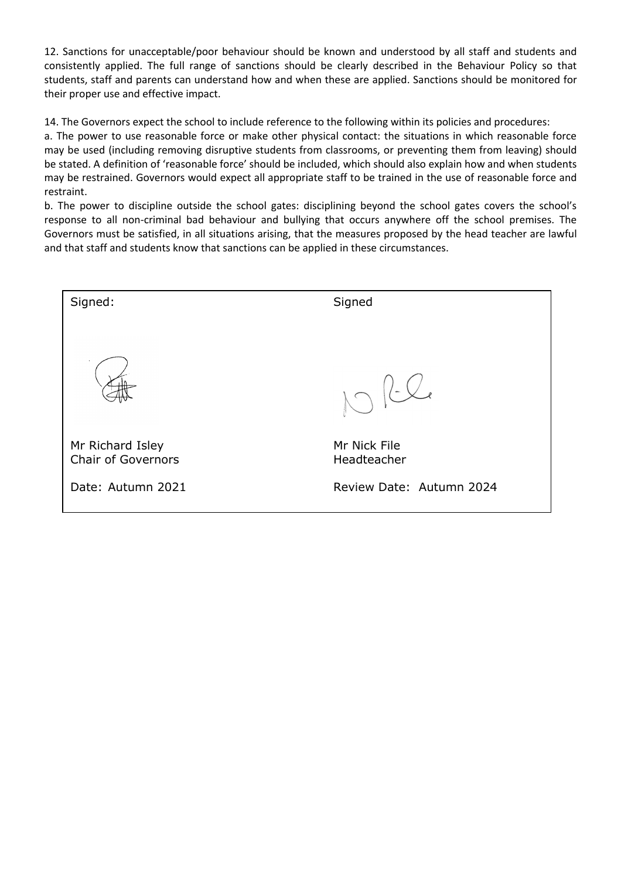12. Sanctions for unacceptable/poor behaviour should be known and understood by all staff and students and consistently applied. The full range of sanctions should be clearly described in the Behaviour Policy so that students, staff and parents can understand how and when these are applied. Sanctions should be monitored for their proper use and effective impact.

14. The Governors expect the school to include reference to the following within its policies and procedures:

a. The power to use reasonable force or make other physical contact: the situations in which reasonable force may be used (including removing disruptive students from classrooms, or preventing them from leaving) should be stated. A definition of 'reasonable force' should be included, which should also explain how and when students may be restrained. Governors would expect all appropriate staff to be trained in the use of reasonable force and restraint.

b. The power to discipline outside the school gates: disciplining beyond the school gates covers the school's response to all non-criminal bad behaviour and bullying that occurs anywhere off the school premises. The Governors must be satisfied, in all situations arising, that the measures proposed by the head teacher are lawful and that staff and students know that sanctions can be applied in these circumstances.

| | |
|---|---|
| Signed: | Signed |
| Mr Richard Isley<br>Chair of Governors | Mr Nick File<br>Headteacher |
| Date: Autumn 2021 | Review Date: Autumn 2024 |